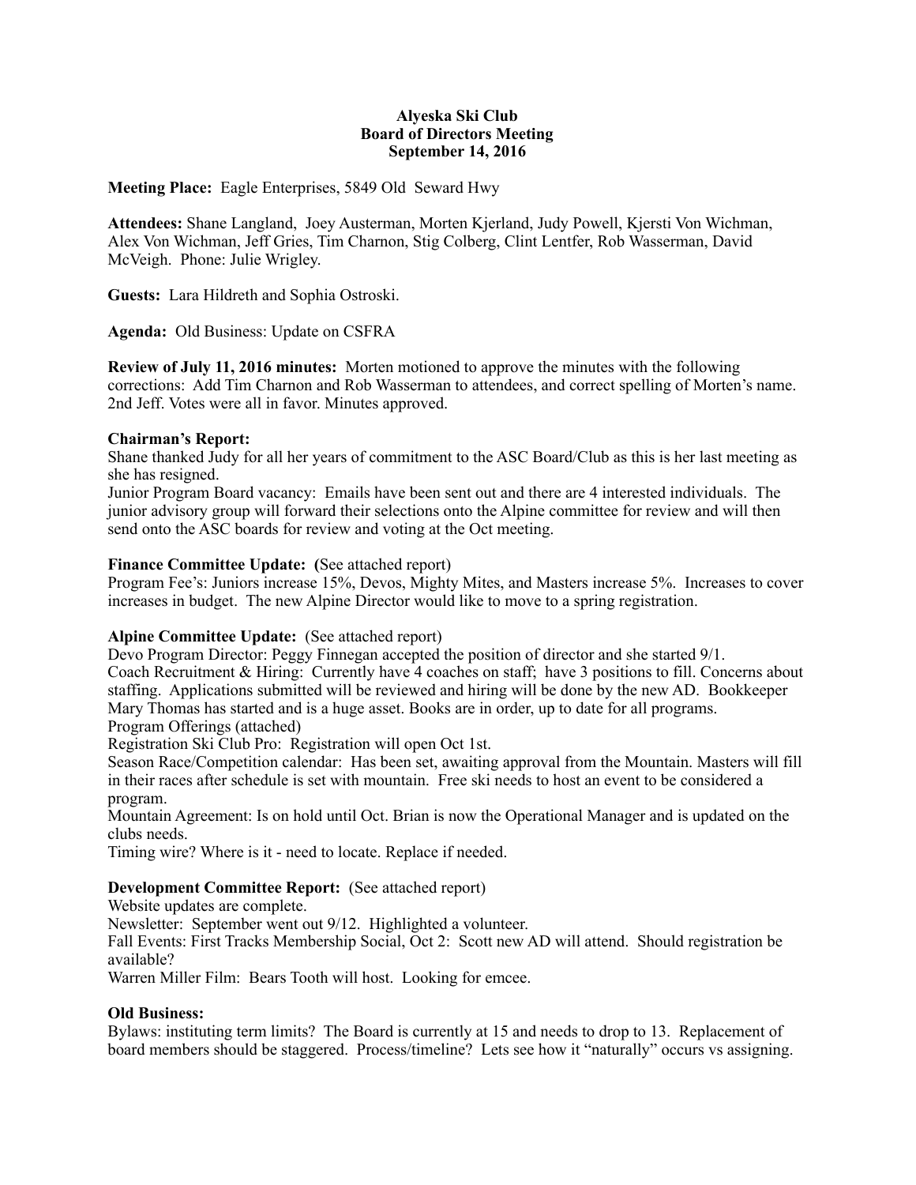**Alyeska Ski Club**
**Board of Directors Meeting**
**September 14, 2016**

**Meeting Place:** Eagle Enterprises, 5849 Old Seward Hwy

**Attendees:** Shane Langland, Joey Austerman, Morten Kjerland, Judy Powell, Kjersti Von Wichman, Alex Von Wichman, Jeff Gries, Tim Charnon, Stig Colberg, Clint Lentfer, Rob Wasserman, David McVeigh. Phone: Julie Wrigley.

**Guests:** Lara Hildreth and Sophia Ostroski.

**Agenda:** Old Business: Update on CSFRA

**Review of July 11, 2016 minutes:** Morten motioned to approve the minutes with the following corrections: Add Tim Charnon and Rob Wasserman to attendees, and correct spelling of Morten's name. 2nd Jeff. Votes were all in favor. Minutes approved.

**Chairman's Report:**
Shane thanked Judy for all her years of commitment to the ASC Board/Club as this is her last meeting as she has resigned.
Junior Program Board vacancy: Emails have been sent out and there are 4 interested individuals. The junior advisory group will forward their selections onto the Alpine committee for review and will then send onto the ASC boards for review and voting at the Oct meeting.

**Finance Committee Update: (**See attached report)
Program Fee's: Juniors increase 15%, Devos, Mighty Mites, and Masters increase 5%. Increases to cover increases in budget. The new Alpine Director would like to move to a spring registration.

**Alpine Committee Update:** (See attached report)
Devo Program Director: Peggy Finnegan accepted the position of director and she started 9/1.
Coach Recruitment & Hiring: Currently have 4 coaches on staff; have 3 positions to fill. Concerns about staffing. Applications submitted will be reviewed and hiring will be done by the new AD. Bookkeeper Mary Thomas has started and is a huge asset. Books are in order, up to date for all programs.
Program Offerings (attached)
Registration Ski Club Pro: Registration will open Oct 1st.
Season Race/Competition calendar: Has been set, awaiting approval from the Mountain. Masters will fill in their races after schedule is set with mountain. Free ski needs to host an event to be considered a program.
Mountain Agreement: Is on hold until Oct. Brian is now the Operational Manager and is updated on the clubs needs.
Timing wire? Where is it - need to locate. Replace if needed.

**Development Committee Report:** (See attached report)
Website updates are complete.
Newsletter: September went out 9/12. Highlighted a volunteer.
Fall Events: First Tracks Membership Social, Oct 2: Scott new AD will attend. Should registration be available?
Warren Miller Film: Bears Tooth will host. Looking for emcee.

**Old Business:**
Bylaws: instituting term limits? The Board is currently at 15 and needs to drop to 13. Replacement of board members should be staggered. Process/timeline? Lets see how it "naturally" occurs vs assigning.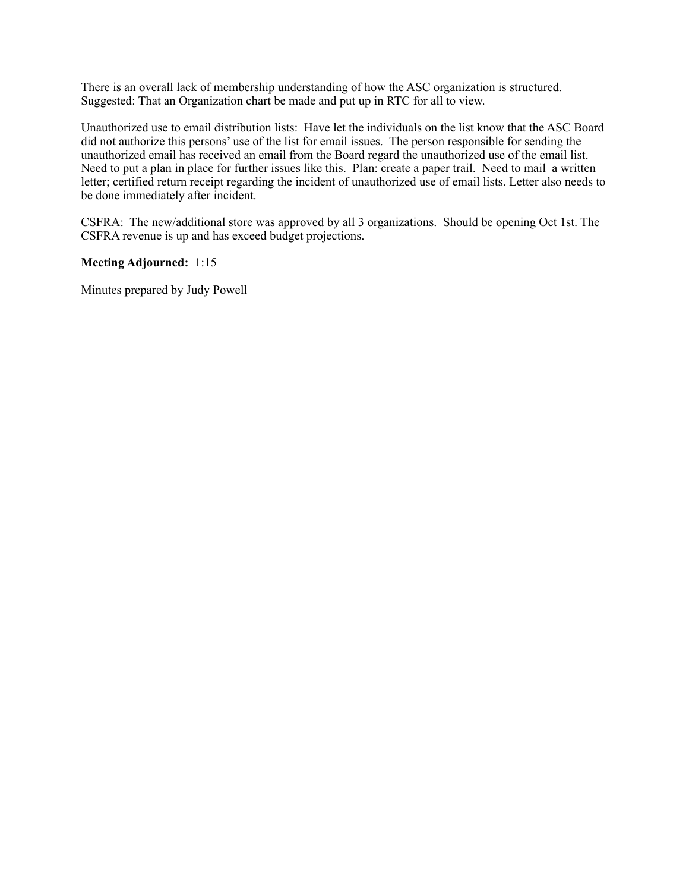There is an overall lack of membership understanding of how the ASC organization is structured. Suggested: That an Organization chart be made and put up in RTC for all to view.

Unauthorized use to email distribution lists: Have let the individuals on the list know that the ASC Board did not authorize this persons' use of the list for email issues. The person responsible for sending the unauthorized email has received an email from the Board regard the unauthorized use of the email list. Need to put a plan in place for further issues like this. Plan: create a paper trail. Need to mail a written letter; certified return receipt regarding the incident of unauthorized use of email lists. Letter also needs to be done immediately after incident.

CSFRA: The new/additional store was approved by all 3 organizations. Should be opening Oct 1st. The CSFRA revenue is up and has exceed budget projections.

**Meeting Adjourned:** 1:15

Minutes prepared by Judy Powell